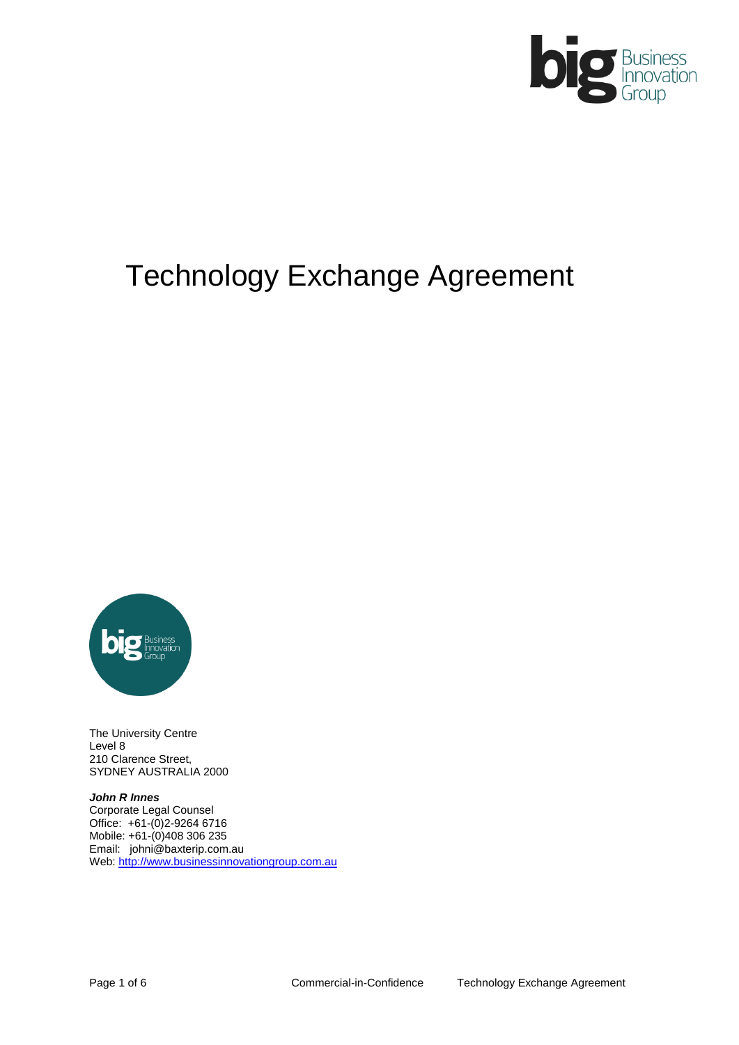# Technology Exchange Agreement

The University Centre
Level 8
210 Clarence Street,
SYDNEY AUSTRALIA 2000

***John R Innes***
Corporate Legal Counsel
Office: +61-(0)2-9264 6716
Mobile: +61-(0)408 306 235
Email: johni@baxterip.com.au
Web: [http://www.businessinnovationgroup.com.au](http://www.businessinnovationgroup.com.au)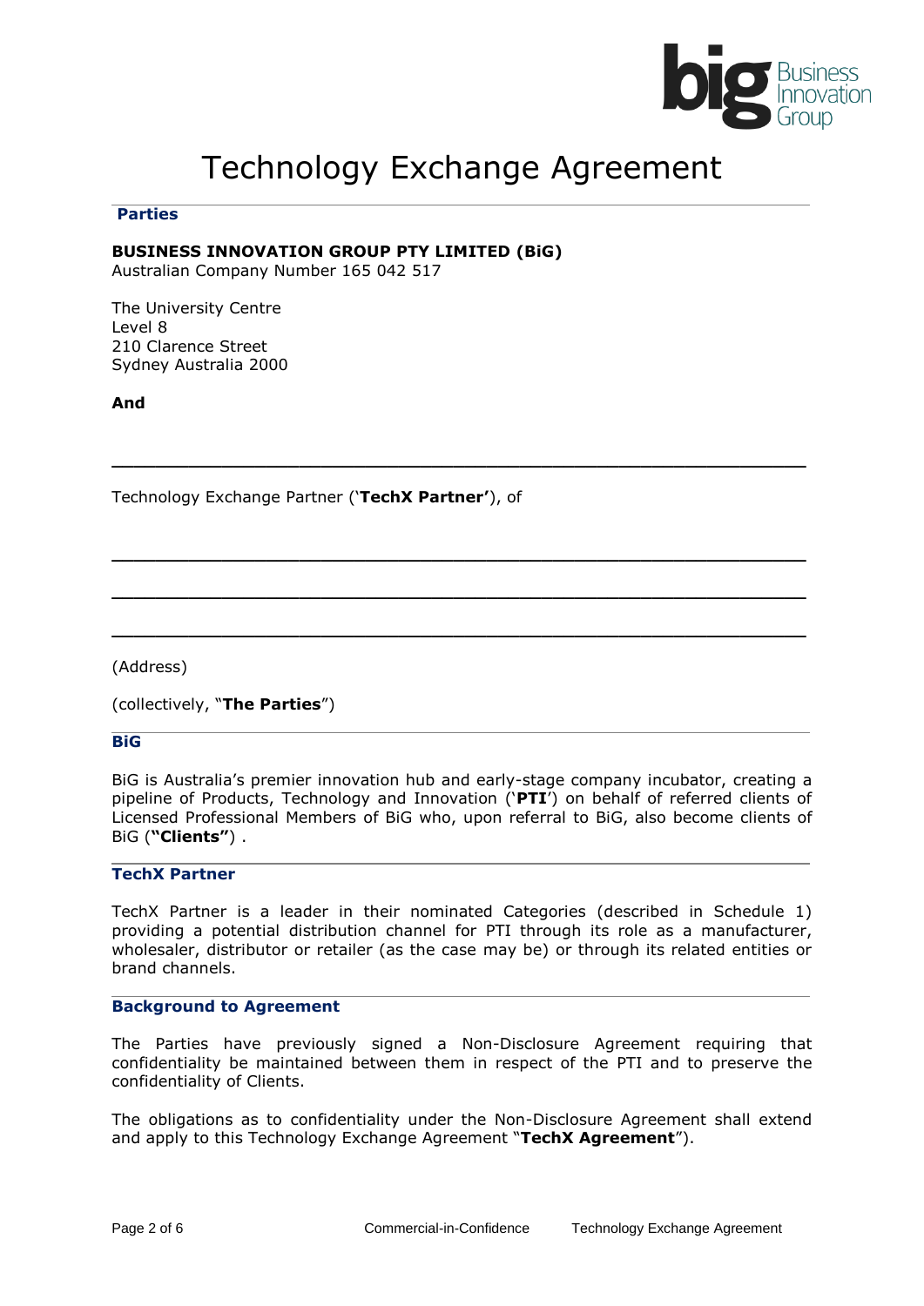# Technology Exchange Agreement

## Parties

**BUSINESS INNOVATION GROUP PTY LIMITED (BiG)**
Australian Company Number 165 042 517

The University Centre
Level 8
210 Clarence Street
Sydney Australia 2000

**And**

\_\_\_\_\_\_\_\_\_\_\_\_\_\_\_\_\_\_\_\_\_\_\_\_\_\_\_\_\_\_\_\_\_\_\_\_\_\_\_\_\_\_\_\_\_\_\_\_\_\_\_\_\_\_\_\_\_\_

Technology Exchange Partner ('**TechX Partner'**), of

\_\_\_\_\_\_\_\_\_\_\_\_\_\_\_\_\_\_\_\_\_\_\_\_\_\_\_\_\_\_\_\_\_\_\_\_\_\_\_\_\_\_\_\_\_\_\_\_\_\_\_\_\_\_\_\_\_\_

\_\_\_\_\_\_\_\_\_\_\_\_\_\_\_\_\_\_\_\_\_\_\_\_\_\_\_\_\_\_\_\_\_\_\_\_\_\_\_\_\_\_\_\_\_\_\_\_\_\_\_\_\_\_\_\_\_\_

\_\_\_\_\_\_\_\_\_\_\_\_\_\_\_\_\_\_\_\_\_\_\_\_\_\_\_\_\_\_\_\_\_\_\_\_\_\_\_\_\_\_\_\_\_\_\_\_\_\_\_\_\_\_\_\_\_\_

(Address)

(collectively, "**The Parties**")

## BiG

BiG is Australia's premier innovation hub and early-stage company incubator, creating a pipeline of Products, Technology and Innovation ('**PTI**') on behalf of referred clients of Licensed Professional Members of BiG who, upon referral to BiG, also become clients of BiG (**"Clients"**) .

## TechX Partner

TechX Partner is a leader in their nominated Categories (described in Schedule 1) providing a potential distribution channel for PTI through its role as a manufacturer, wholesaler, distributor or retailer (as the case may be) or through its related entities or brand channels.

## Background to Agreement

The Parties have previously signed a Non-Disclosure Agreement requiring that confidentiality be maintained between them in respect of the PTI and to preserve the confidentiality of Clients.

The obligations as to confidentiality under the Non-Disclosure Agreement shall extend and apply to this Technology Exchange Agreement "**TechX Agreement**").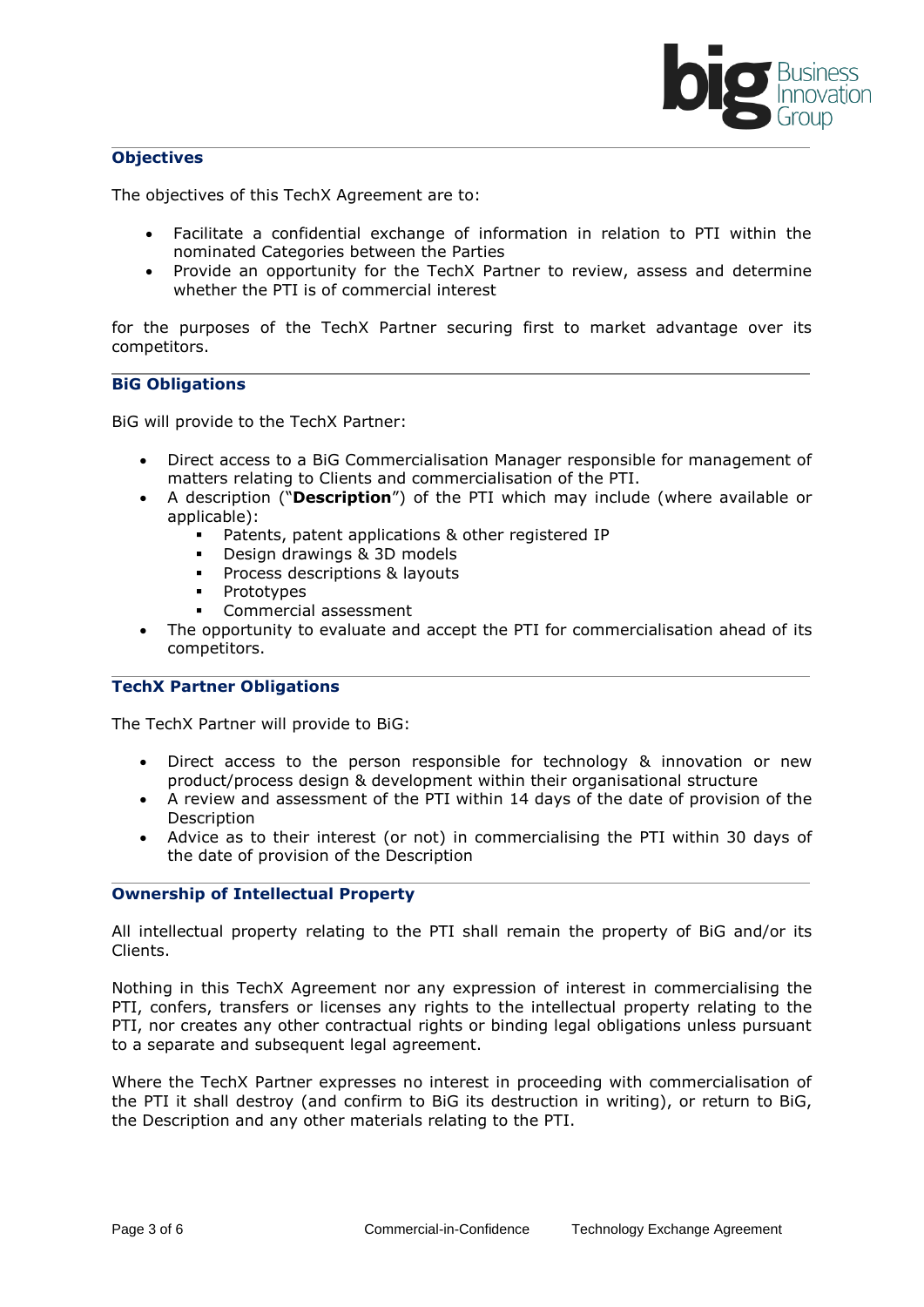## Objectives

The objectives of this TechX Agreement are to:

- Facilitate a confidential exchange of information in relation to PTI within the nominated Categories between the Parties
- Provide an opportunity for the TechX Partner to review, assess and determine whether the PTI is of commercial interest

for the purposes of the TechX Partner securing first to market advantage over its competitors.

## BiG Obligations

BiG will provide to the TechX Partner:

- Direct access to a BiG Commercialisation Manager responsible for management of matters relating to Clients and commercialisation of the PTI.
- A description ("**Description**") of the PTI which may include (where available or applicable):
  - Patents, patent applications & other registered IP
  - Design drawings & 3D models
  - Process descriptions & layouts
  - Prototypes
  - Commercial assessment
- The opportunity to evaluate and accept the PTI for commercialisation ahead of its competitors.

## TechX Partner Obligations

The TechX Partner will provide to BiG:

- Direct access to the person responsible for technology & innovation or new product/process design & development within their organisational structure
- A review and assessment of the PTI within 14 days of the date of provision of the Description
- Advice as to their interest (or not) in commercialising the PTI within 30 days of the date of provision of the Description

## Ownership of Intellectual Property

All intellectual property relating to the PTI shall remain the property of BiG and/or its Clients.

Nothing in this TechX Agreement nor any expression of interest in commercialising the PTI, confers, transfers or licenses any rights to the intellectual property relating to the PTI, nor creates any other contractual rights or binding legal obligations unless pursuant to a separate and subsequent legal agreement.

Where the TechX Partner expresses no interest in proceeding with commercialisation of the PTI it shall destroy (and confirm to BiG its destruction in writing), or return to BiG, the Description and any other materials relating to the PTI.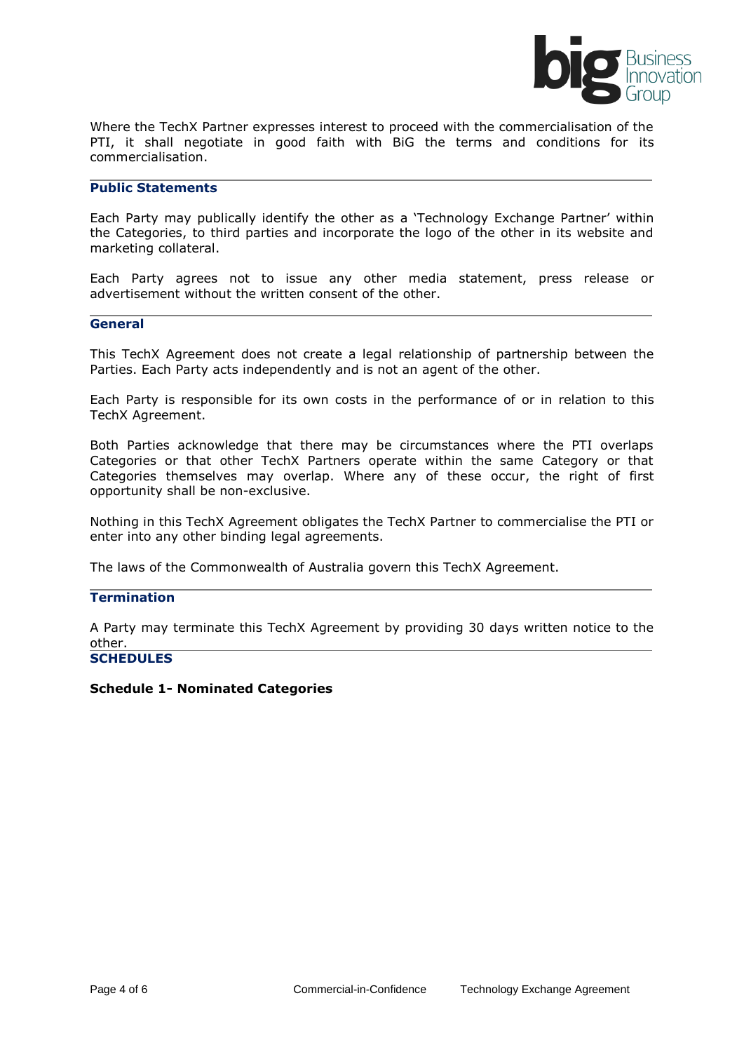Where the TechX Partner expresses interest to proceed with the commercialisation of the PTI, it shall negotiate in good faith with BiG the terms and conditions for its commercialisation.

## Public Statements

Each Party may publically identify the other as a 'Technology Exchange Partner' within the Categories, to third parties and incorporate the logo of the other in its website and marketing collateral.

Each Party agrees not to issue any other media statement, press release or advertisement without the written consent of the other.

## General

This TechX Agreement does not create a legal relationship of partnership between the Parties. Each Party acts independently and is not an agent of the other.

Each Party is responsible for its own costs in the performance of or in relation to this TechX Agreement.

Both Parties acknowledge that there may be circumstances where the PTI overlaps Categories or that other TechX Partners operate within the same Category or that Categories themselves may overlap. Where any of these occur, the right of first opportunity shall be non-exclusive.

Nothing in this TechX Agreement obligates the TechX Partner to commercialise the PTI or enter into any other binding legal agreements.

The laws of the Commonwealth of Australia govern this TechX Agreement.

## Termination

A Party may terminate this TechX Agreement by providing 30 days written notice to the other.

## SCHEDULES

**Schedule 1- Nominated Categories**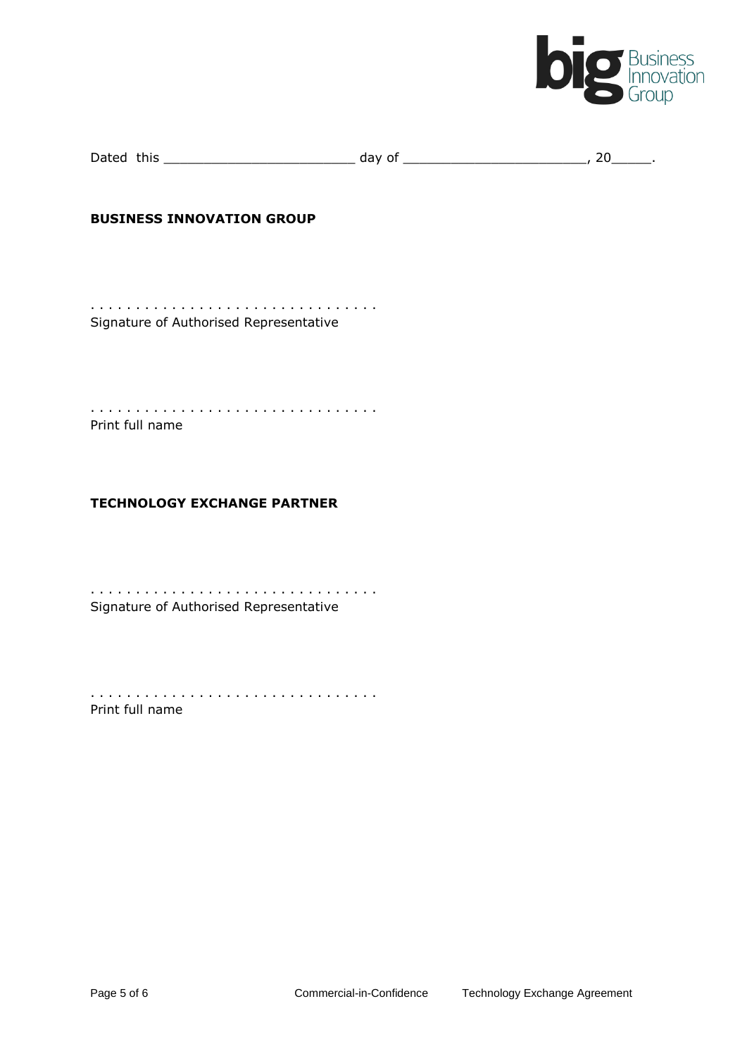Dated this ________________________ day of ______________________, 20_____.

**BUSINESS INNOVATION GROUP**

. . . . . . . . . . . . . . . . . . . . . . . . . . . . . . . .
Signature of Authorised Representative

. . . . . . . . . . . . . . . . . . . . . . . . . . . . . . . .
Print full name

**TECHNOLOGY EXCHANGE PARTNER**

. . . . . . . . . . . . . . . . . . . . . . . . . . . . . . . .
Signature of Authorised Representative

. . . . . . . . . . . . . . . . . . . . . . . . . . . . . . . .
Print full name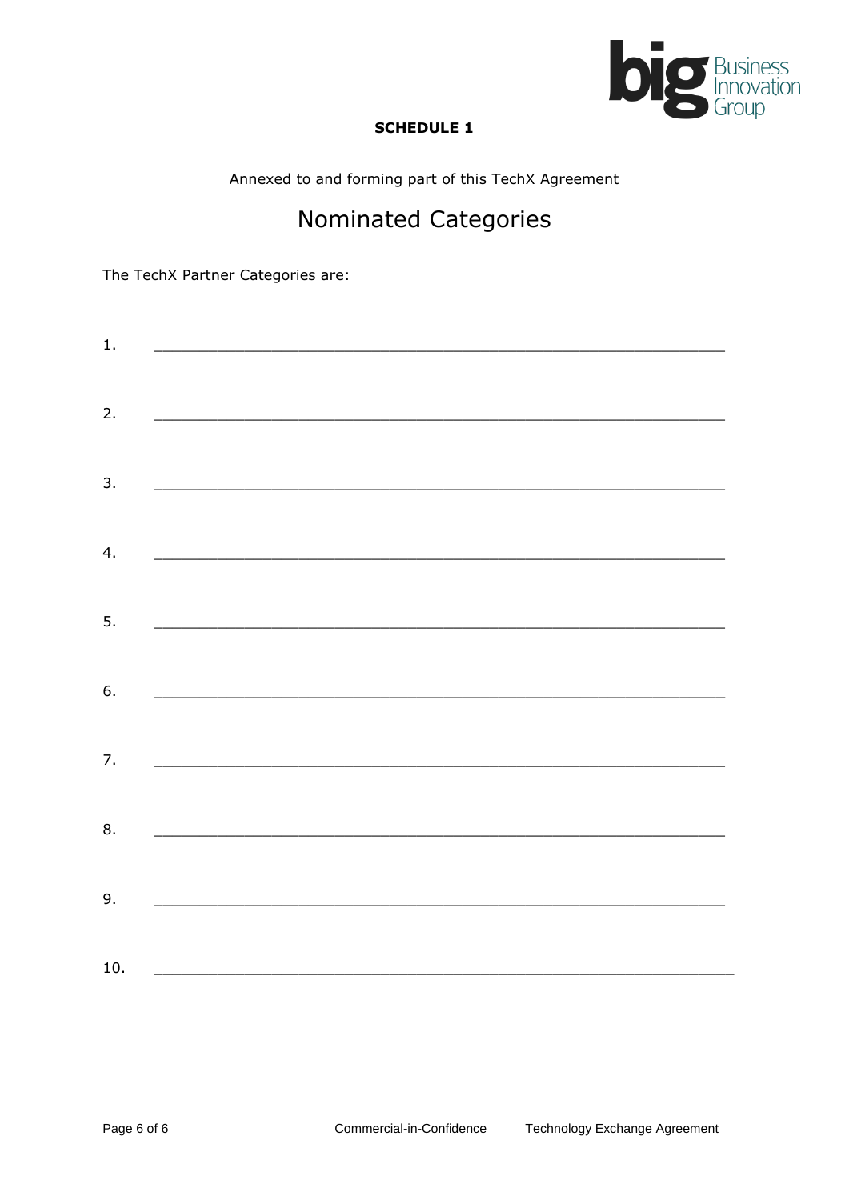**SCHEDULE 1**

Annexed to and forming part of this TechX Agreement

# Nominated Categories

The TechX Partner Categories are:

1. ______________________________________________________________

2. ______________________________________________________________

3. ______________________________________________________________

4. ______________________________________________________________

5. ______________________________________________________________

6. ______________________________________________________________

7. ______________________________________________________________

8. ______________________________________________________________

9. ______________________________________________________________

10. ______________________________________________________________